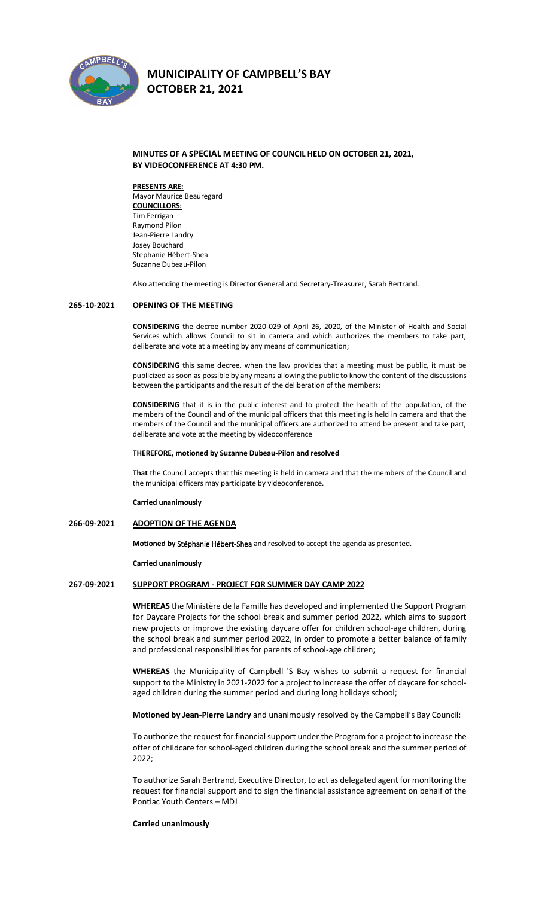# MUNICIPALITY OF CAMPBELL'S BAY
# OCTOBER 21, 2021

**MINUTES OF A SPECIAL MEETING OF COUNCIL HELD ON OCTOBER 21, 2021, BY VIDEOCONFERENCE AT 4:30 PM.**

**PRESENTS ARE:**
Mayor Maurice Beauregard
**COUNCILLORS:**
Tim Ferrigan
Raymond Pilon
Jean-Pierre Landry
Josey Bouchard
Stephanie Hébert-Shea
Suzanne Dubeau-Pilon

Also attending the meeting is Director General and Secretary-Treasurer, Sarah Bertrand.

## 265-10-2021 OPENING OF THE MEETING

**CONSIDERING** the decree number 2020-029 of April 26, 2020, of the Minister of Health and Social Services which allows Council to sit in camera and which authorizes the members to take part, deliberate and vote at a meeting by any means of communication;

**CONSIDERING** this same decree, when the law provides that a meeting must be public, it must be publicized as soon as possible by any means allowing the public to know the content of the discussions between the participants and the result of the deliberation of the members;

**CONSIDERING** that it is in the public interest and to protect the health of the population, of the members of the Council and of the municipal officers that this meeting is held in camera and that the members of the Council and the municipal officers are authorized to attend be present and take part, deliberate and vote at the meeting by videoconference

**THEREFORE, motioned by Suzanne Dubeau-Pilon and resolved**

**That** the Council accepts that this meeting is held in camera and that the members of the Council and the municipal officers may participate by videoconference.

**Carried unanimously**

## 266-09-2021 ADOPTION OF THE AGENDA

**Motioned by** Stéphanie Hébert-Shea and resolved to accept the agenda as presented.

**Carried unanimously**

## 267-09-2021 SUPPORT PROGRAM - PROJECT FOR SUMMER DAY CAMP 2022

**WHEREAS** the Ministère de la Famille has developed and implemented the Support Program for Daycare Projects for the school break and summer period 2022, which aims to support new projects or improve the existing daycare offer for children school-age children, during the school break and summer period 2022, in order to promote a better balance of family and professional responsibilities for parents of school-age children;

**WHEREAS** the Municipality of Campbell 'S Bay wishes to submit a request for financial support to the Ministry in 2021-2022 for a project to increase the offer of daycare for school-aged children during the summer period and during long holidays school;

**Motioned by Jean-Pierre Landry** and unanimously resolved by the Campbell's Bay Council:

**To** authorize the request for financial support under the Program for a project to increase the offer of childcare for school-aged children during the school break and the summer period of 2022;

**To** authorize Sarah Bertrand, Executive Director, to act as delegated agent for monitoring the request for financial support and to sign the financial assistance agreement on behalf of the Pontiac Youth Centers – MDJ

**Carried unanimously**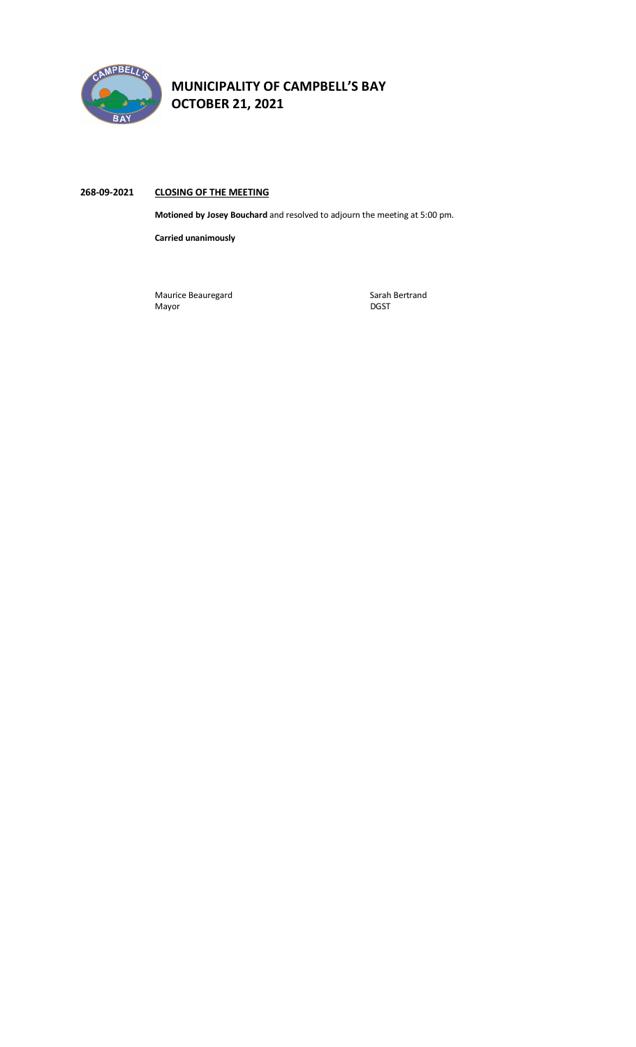**268-09-2021 CLOSING OF THE MEETING**

**Motioned by Josey Bouchard** and resolved to adjourn the meeting at 5:00 pm.

**Carried unanimously**

| | |
|---|---|
| Maurice Beauregard | Sarah Bertrand |
| Mayor | DGST |